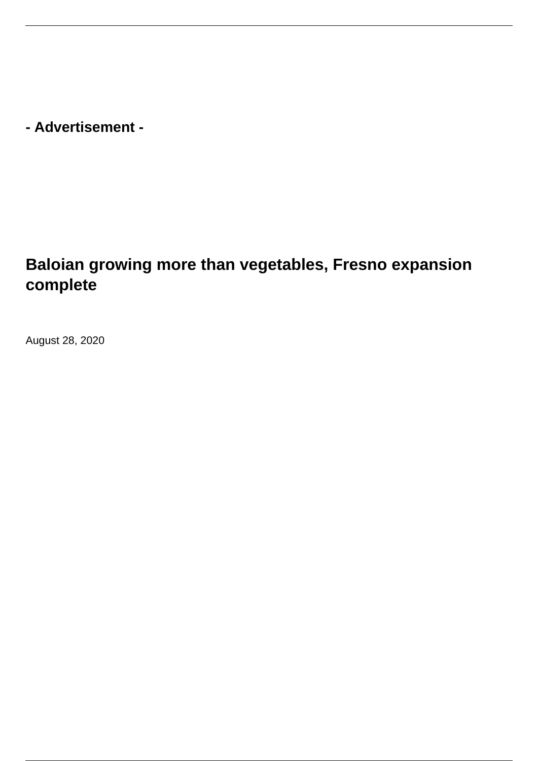- Advertisement -

# Baloian growing more than vegetables, Fresno expansion complete

August 28, 2020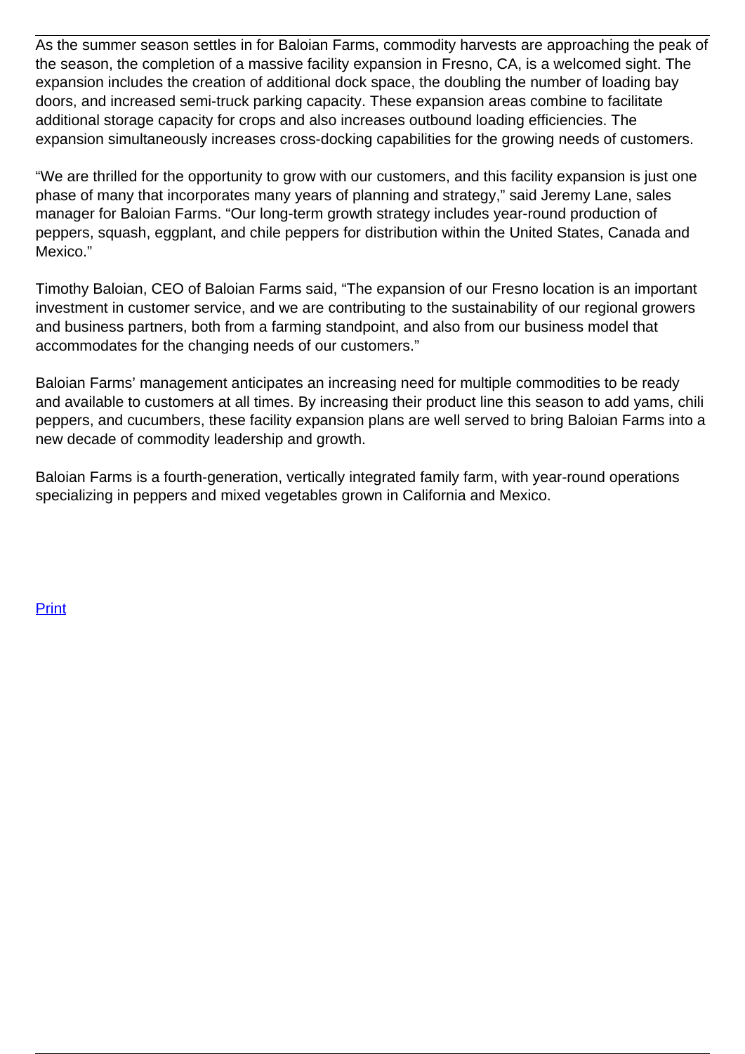As the summer season settles in for Baloian Farms, commodity harvests are approaching the peak of the season, the completion of a massive facility expansion in Fresno, CA, is a welcomed sight. The expansion includes the creation of additional dock space, the doubling the number of loading bay doors, and increased semi-truck parking capacity. These expansion areas combine to facilitate additional storage capacity for crops and also increases outbound loading efficiencies. The expansion simultaneously increases cross-docking capabilities for the growing needs of customers.

“We are thrilled for the opportunity to grow with our customers, and this facility expansion is just one phase of many that incorporates many years of planning and strategy,” said Jeremy Lane, sales manager for Baloian Farms. “Our long-term growth strategy includes year-round production of peppers, squash, eggplant, and chile peppers for distribution within the United States, Canada and Mexico.”

Timothy Baloian, CEO of Baloian Farms said, “The expansion of our Fresno location is an important investment in customer service, and we are contributing to the sustainability of our regional growers and business partners, both from a farming standpoint, and also from our business model that accommodates for the changing needs of our customers.”

Baloian Farms’ management anticipates an increasing need for multiple commodities to be ready and available to customers at all times. By increasing their product line this season to add yams, chili peppers, and cucumbers, these facility expansion plans are well served to bring Baloian Farms into a new decade of commodity leadership and growth.

Baloian Farms is a fourth-generation, vertically integrated family farm, with year-round operations specializing in peppers and mixed vegetables grown in California and Mexico.

Print